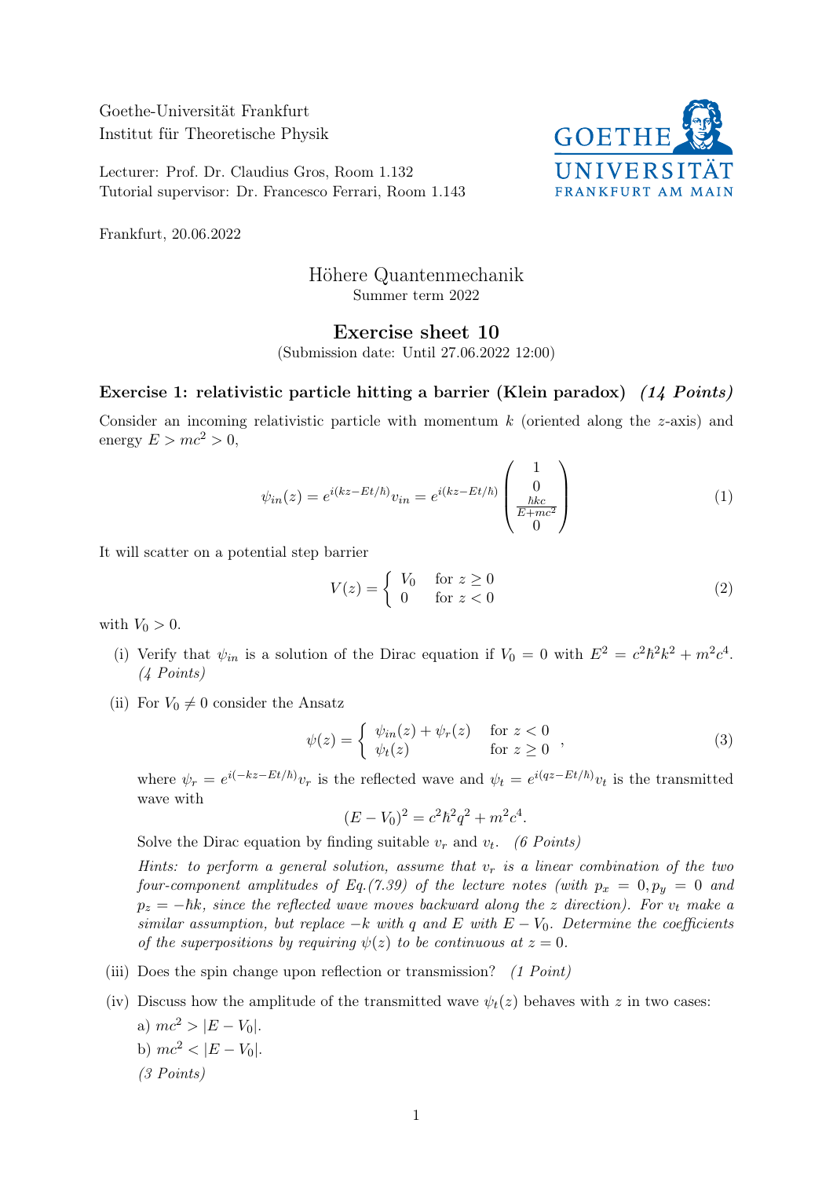Goethe-Universität Frankfurt
Institut für Theoretische Physik

Lecturer: Prof. Dr. Claudius Gros, Room 1.132
Tutorial supervisor: Dr. Francesco Ferrari, Room 1.143

Frankfurt, 20.06.2022

# Höhere Quantenmechanik

Summer term 2022

## Exercise sheet 10

(Submission date: Until 27.06.2022 12:00)

### Exercise 1: relativistic particle hitting a barrier (Klein paradox) *(14 Points)*

Consider an incoming relativistic particle with momentum $k$ (oriented along the $z$-axis) and energy $E > mc^2 > 0$,

$$\psi_{in}(z) = e^{i(kz - Et/\hbar)} v_{in} = e^{i(kz - Et/\hbar)} \begin{pmatrix} 1 \\ 0 \\ \frac{\hbar k c}{E + mc^2} \\ 0 \end{pmatrix} \tag{1}$$

It will scatter on a potential step barrier

$$V(z) = \begin{cases} V_0 & \text{for } z \geq 0 \\ 0 & \text{for } z < 0 \end{cases} \tag{2}$$

with $V_0 > 0$.

(i) Verify that $\psi_{in}$ is a solution of the Dirac equation if $V_0 = 0$ with $E^2 = c^2\hbar^2k^2 + m^2c^4$. *(4 Points)*

(ii) For $V_0 \neq 0$ consider the Ansatz

$$\psi(z) = \begin{cases} \psi_{in}(z) + \psi_r(z) & \text{for } z < 0 \\ \psi_t(z) & \text{for } z \geq 0 \end{cases}, \tag{3}$$

where $\psi_r = e^{i(-kz - Et/\hbar)} v_r$ is the reflected wave and $\psi_t = e^{i(qz - Et/\hbar)} v_t$ is the transmitted wave with

$$(E - V_0)^2 = c^2\hbar^2q^2 + m^2c^4.$$

Solve the Dirac equation by finding suitable $v_r$ and $v_t$. *(6 Points)*

*Hints: to perform a general solution, assume that $v_r$ is a linear combination of the two four-component amplitudes of Eq.(7.39) of the lecture notes (with $p_x = 0, p_y = 0$ and $p_z = -\hbar k$, since the reflected wave moves backward along the $z$ direction). For $v_t$ make a similar assumption, but replace $-k$ with $q$ and $E$ with $E - V_0$. Determine the coefficients of the superpositions by requiring $\psi(z)$ to be continuous at $z = 0$.*

(iii) Does the spin change upon reflection or transmission? *(1 Point)*

(iv) Discuss how the amplitude of the transmitted wave $\psi_t(z)$ behaves with $z$ in two cases:

a) $mc^2 > |E - V_0|$.

b) $mc^2 < |E - V_0|$.

*(3 Points)*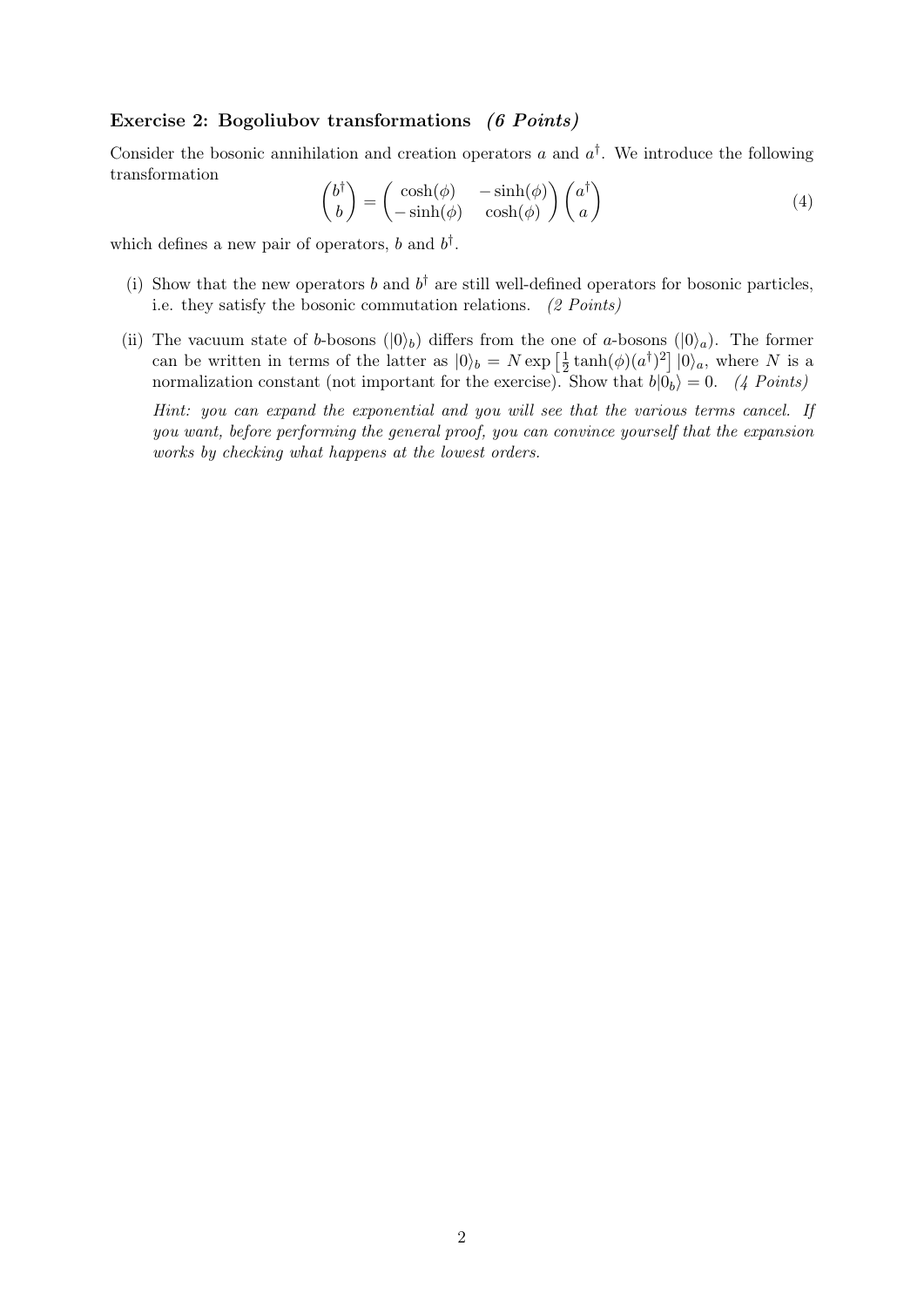**Exercise 2: Bogoliubov transformations** ***(6 Points)***

Consider the bosonic annihilation and creation operators $a$ and $a^\dagger$. We introduce the following transformation

$$\begin{pmatrix} b^\dagger \\ b \end{pmatrix} = \begin{pmatrix} \cosh(\phi) & -\sinh(\phi) \\ -\sinh(\phi) & \cosh(\phi) \end{pmatrix} \begin{pmatrix} a^\dagger \\ a \end{pmatrix} \tag{4}$$

which defines a new pair of operators, $b$ and $b^\dagger$.

(i) Show that the new operators $b$ and $b^\dagger$ are still well-defined operators for bosonic particles, i.e. they satisfy the bosonic commutation relations. *(2 Points)*

(ii) The vacuum state of $b$-bosons ($|0\rangle_b$) differs from the one of $a$-bosons ($|0\rangle_a$). The former can be written in terms of the latter as $|0\rangle_b = N \exp\left[\frac{1}{2}\tanh(\phi)(a^\dagger)^2\right]|0\rangle_a$, where $N$ is a normalization constant (not important for the exercise). Show that $b|0_b\rangle = 0$. *(4 Points)*

*Hint: you can expand the exponential and you will see that the various terms cancel. If you want, before performing the general proof, you can convince yourself that the expansion works by checking what happens at the lowest orders.*